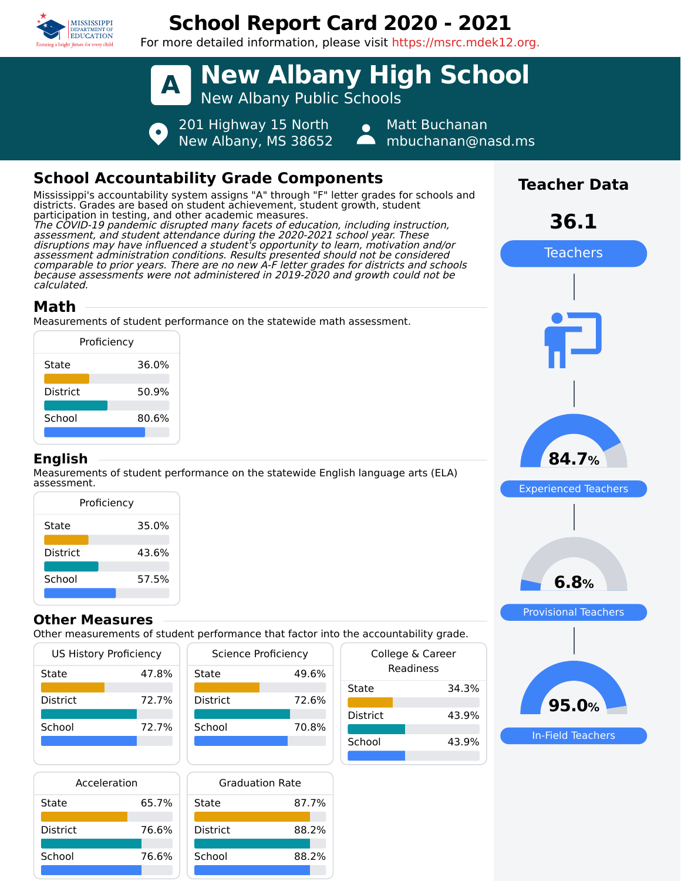# School Report Card 2020 - 2021

For more detailed information, please visit https://msrc.mdek12.org.

## A New Albany High School

New Albany Public Schools

201 Highway 15 North
New Albany, MS 38652

Matt Buchanan
mbuchanan@nasd.ms

## School Accountability Grade Components

Mississippi's accountability system assigns "A" through "F" letter grades for schools and districts. Grades are based on student achievement, student growth, student participation in testing, and other academic measures.

*The COVID-19 pandemic disrupted many facets of education, including instruction, assessment, and student attendance during the 2020-2021 school year. These disruptions may have influenced a student's opportunity to learn, motivation and/or assessment administration conditions. Results presented should not be considered comparable to prior years. There are no new A-F letter grades for districts and schools because assessments were not administered in 2019-2020 and growth could not be calculated.*

### Math

Measurements of student performance on the statewide math assessment.

| Proficiency | |
|---|---|
| State | 36.0% |
| District | 50.9% |
| School | 80.6% |

### English

Measurements of student performance on the statewide English language arts (ELA) assessment.

| Proficiency | |
|---|---|
| State | 35.0% |
| District | 43.6% |
| School | 57.5% |

### Other Measures

Other measurements of student performance that factor into the accountability grade.

| US History Proficiency | |
|---|---|
| State | 47.8% |
| District | 72.7% |
| School | 72.7% |

| Science Proficiency | |
|---|---|
| State | 49.6% |
| District | 72.6% |
| School | 70.8% |

| College & Career Readiness | |
|---|---|
| State | 34.3% |
| District | 43.9% |
| School | 43.9% |

| Acceleration | |
|---|---|
| State | 65.7% |
| District | 76.6% |
| School | 76.6% |

| Graduation Rate | |
|---|---|
| State | 87.7% |
| District | 88.2% |
| School | 88.2% |

## Teacher Data

**36.1** Teachers

**84.7%** Experienced Teachers

**6.8%** Provisional Teachers

**95.0%** In-Field Teachers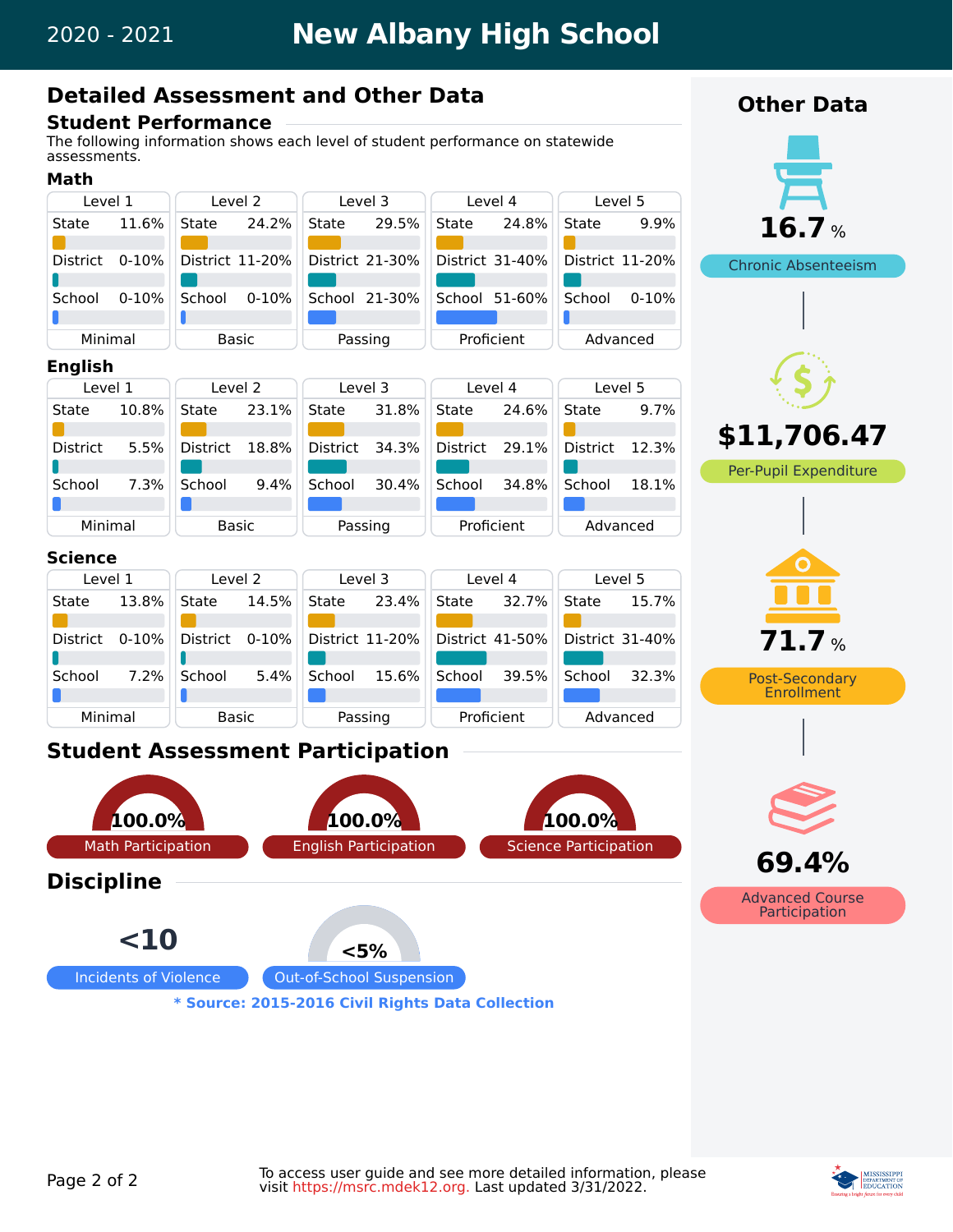# 2020 - 2021 New Albany High School

## Detailed Assessment and Other Data

### Student Performance

The following information shows each level of student performance on statewide assessments.

#### Math

| | Level 1 (Minimal) | Level 2 (Basic) | Level 3 (Passing) | Level 4 (Proficient) | Level 5 (Advanced) |
|---|---|---|---|---|---|
| State | 11.6% | 24.2% | 29.5% | 24.8% | 9.9% |
| District | 0-10% | 11-20% | 21-30% | 31-40% | 11-20% |
| School | 0-10% | 0-10% | 21-30% | 51-60% | 0-10% |

#### English

| | Level 1 (Minimal) | Level 2 (Basic) | Level 3 (Passing) | Level 4 (Proficient) | Level 5 (Advanced) |
|---|---|---|---|---|---|
| State | 10.8% | 23.1% | 31.8% | 24.6% | 9.7% |
| District | 5.5% | 18.8% | 34.3% | 29.1% | 12.3% |
| School | 7.3% | 9.4% | 30.4% | 34.8% | 18.1% |

#### Science

| | Level 1 (Minimal) | Level 2 (Basic) | Level 3 (Passing) | Level 4 (Proficient) | Level 5 (Advanced) |
|---|---|---|---|---|---|
| State | 13.8% | 14.5% | 23.4% | 32.7% | 15.7% |
| District | 0-10% | 0-10% | 11-20% | 41-50% | 31-40% |
| School | 7.2% | 5.4% | 15.6% | 39.5% | 32.3% |

### Student Assessment Participation

100.0%
Math Participation

100.0%
English Participation

100.0%
Science Participation

### Discipline

<10
Incidents of Violence

<5%
Out-of-School Suspension

* Source: 2015-2016 Civil Rights Data Collection

## Other Data

16.7 %
Chronic Absenteeism

$11,706.47
Per-Pupil Expenditure

71.7 %
Post-Secondary Enrollment

69.4%
Advanced Course Participation

To access user guide and see more detailed information, please visit https://msrc.mdek12.org. Last updated 3/31/2022.